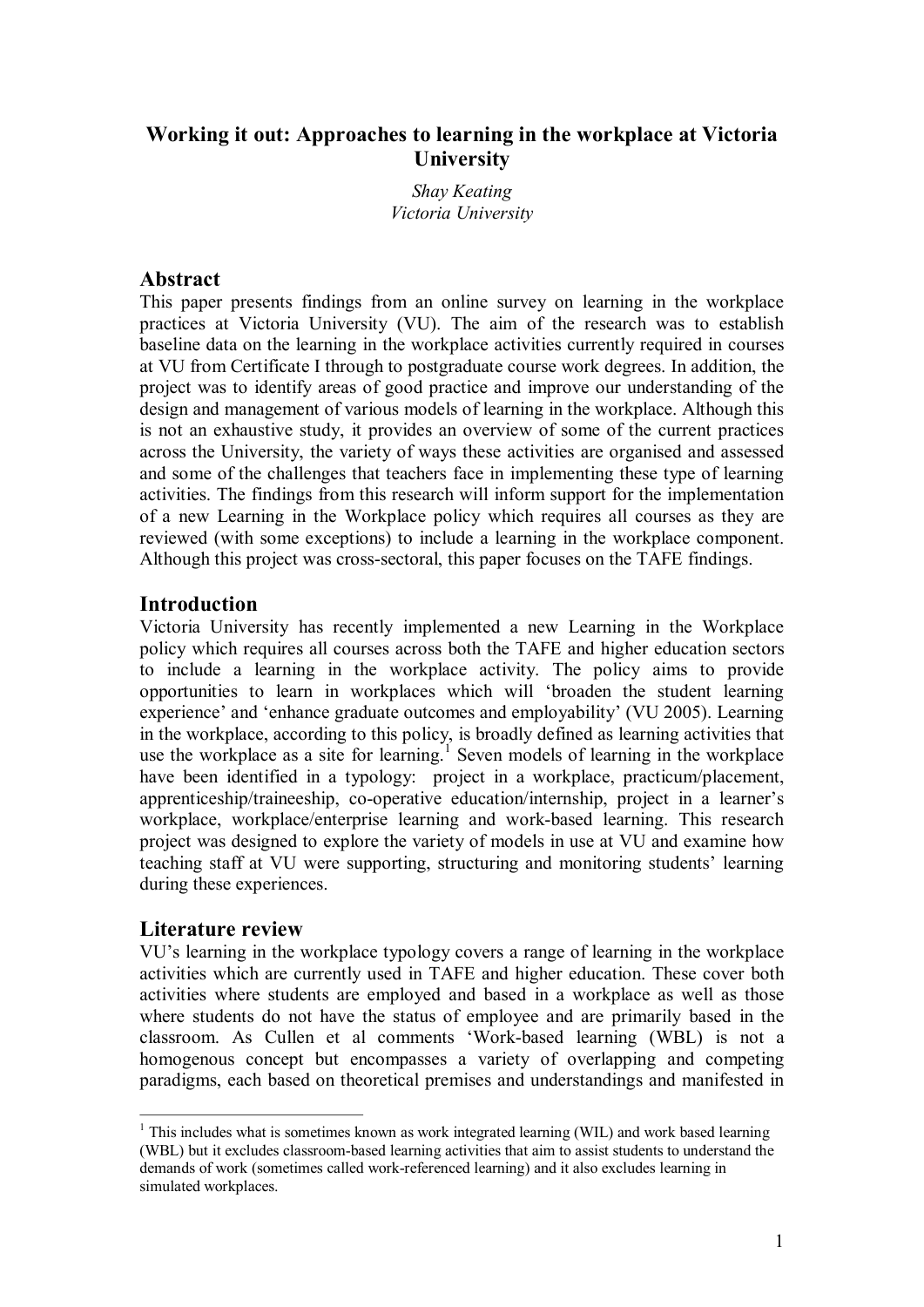# Working it out: Approaches to learning in the workplace at Victoria University

*Shay Keating*
*Victoria University*

## Abstract

This paper presents findings from an online survey on learning in the workplace practices at Victoria University (VU). The aim of the research was to establish baseline data on the learning in the workplace activities currently required in courses at VU from Certificate I through to postgraduate course work degrees. In addition, the project was to identify areas of good practice and improve our understanding of the design and management of various models of learning in the workplace. Although this is not an exhaustive study, it provides an overview of some of the current practices across the University, the variety of ways these activities are organised and assessed and some of the challenges that teachers face in implementing these type of learning activities. The findings from this research will inform support for the implementation of a new Learning in the Workplace policy which requires all courses as they are reviewed (with some exceptions) to include a learning in the workplace component. Although this project was cross-sectoral, this paper focuses on the TAFE findings.

## Introduction

Victoria University has recently implemented a new Learning in the Workplace policy which requires all courses across both the TAFE and higher education sectors to include a learning in the workplace activity. The policy aims to provide opportunities to learn in workplaces which will 'broaden the student learning experience' and 'enhance graduate outcomes and employability' (VU 2005). Learning in the workplace, according to this policy, is broadly defined as learning activities that use the workplace as a site for learning.[1] Seven models of learning in the workplace have been identified in a typology: project in a workplace, practicum/placement, apprenticeship/traineeship, co-operative education/internship, project in a learner's workplace, workplace/enterprise learning and work-based learning. This research project was designed to explore the variety of models in use at VU and examine how teaching staff at VU were supporting, structuring and monitoring students' learning during these experiences.

## Literature review

VU's learning in the workplace typology covers a range of learning in the workplace activities which are currently used in TAFE and higher education. These cover both activities where students are employed and based in a workplace as well as those where students do not have the status of employee and are primarily based in the classroom. As Cullen et al comments 'Work-based learning (WBL) is not a homogenous concept but encompasses a variety of overlapping and competing paradigms, each based on theoretical premises and understandings and manifested in

---

[1] This includes what is sometimes known as work integrated learning (WIL) and work based learning (WBL) but it excludes classroom-based learning activities that aim to assist students to understand the demands of work (sometimes called work-referenced learning) and it also excludes learning in simulated workplaces.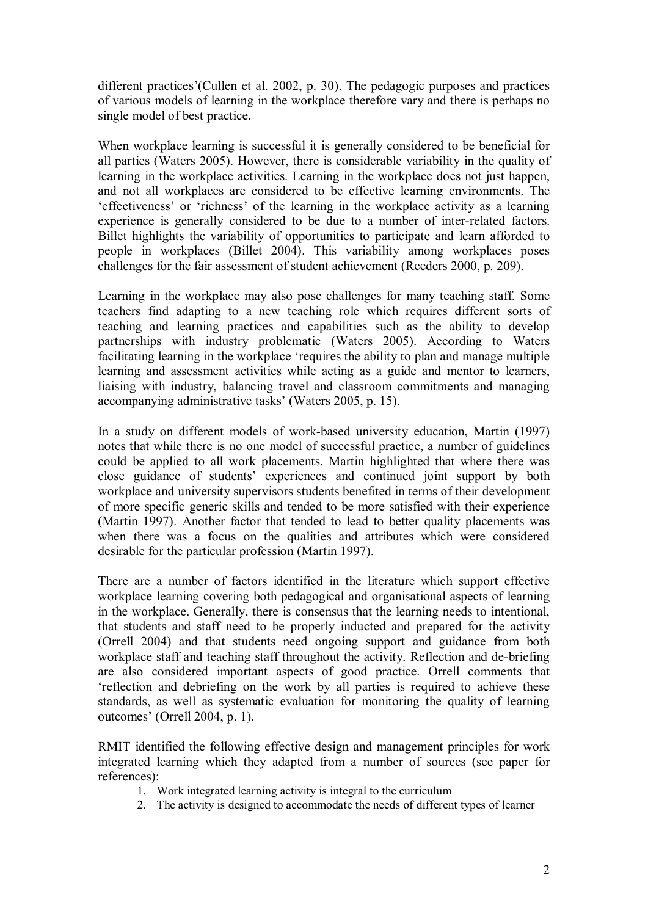different practices'(Cullen et al. 2002, p. 30). The pedagogic purposes and practices of various models of learning in the workplace therefore vary and there is perhaps no single model of best practice.

When workplace learning is successful it is generally considered to be beneficial for all parties (Waters 2005). However, there is considerable variability in the quality of learning in the workplace activities. Learning in the workplace does not just happen, and not all workplaces are considered to be effective learning environments. The 'effectiveness' or 'richness' of the learning in the workplace activity as a learning experience is generally considered to be due to a number of inter-related factors. Billet highlights the variability of opportunities to participate and learn afforded to people in workplaces (Billet 2004). This variability among workplaces poses challenges for the fair assessment of student achievement (Reeders 2000, p. 209).

Learning in the workplace may also pose challenges for many teaching staff. Some teachers find adapting to a new teaching role which requires different sorts of teaching and learning practices and capabilities such as the ability to develop partnerships with industry problematic (Waters 2005). According to Waters facilitating learning in the workplace 'requires the ability to plan and manage multiple learning and assessment activities while acting as a guide and mentor to learners, liaising with industry, balancing travel and classroom commitments and managing accompanying administrative tasks' (Waters 2005, p. 15).

In a study on different models of work-based university education, Martin (1997) notes that while there is no one model of successful practice, a number of guidelines could be applied to all work placements. Martin highlighted that where there was close guidance of students' experiences and continued joint support by both workplace and university supervisors students benefited in terms of their development of more specific generic skills and tended to be more satisfied with their experience (Martin 1997). Another factor that tended to lead to better quality placements was when there was a focus on the qualities and attributes which were considered desirable for the particular profession (Martin 1997).

There are a number of factors identified in the literature which support effective workplace learning covering both pedagogical and organisational aspects of learning in the workplace. Generally, there is consensus that the learning needs to intentional, that students and staff need to be properly inducted and prepared for the activity (Orrell 2004) and that students need ongoing support and guidance from both workplace staff and teaching staff throughout the activity. Reflection and de-briefing are also considered important aspects of good practice. Orrell comments that 'reflection and debriefing on the work by all parties is required to achieve these standards, as well as systematic evaluation for monitoring the quality of learning outcomes' (Orrell 2004, p. 1).

RMIT identified the following effective design and management principles for work integrated learning which they adapted from a number of sources (see paper for references):

1. Work integrated learning activity is integral to the curriculum
2. The activity is designed to accommodate the needs of different types of learner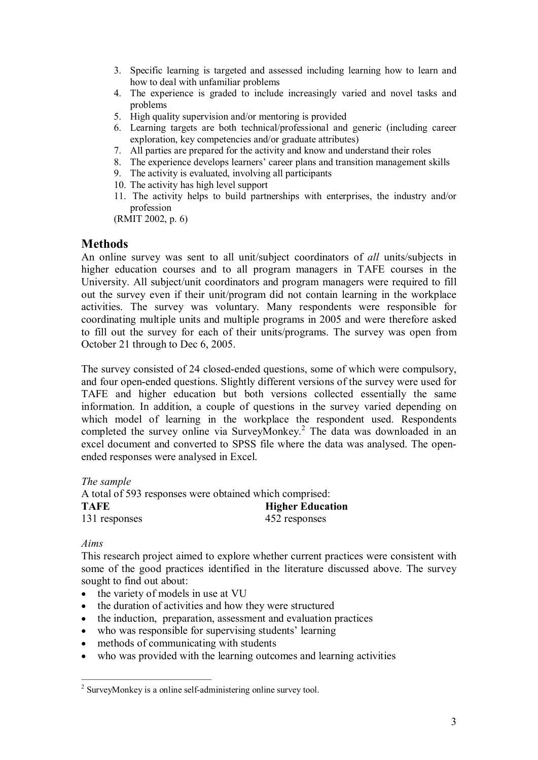3. Specific learning is targeted and assessed including learning how to learn and how to deal with unfamiliar problems
4. The experience is graded to include increasingly varied and novel tasks and problems
5. High quality supervision and/or mentoring is provided
6. Learning targets are both technical/professional and generic (including career exploration, key competencies and/or graduate attributes)
7. All parties are prepared for the activity and know and understand their roles
8. The experience develops learners' career plans and transition management skills
9. The activity is evaluated, involving all participants
10. The activity has high level support
11. The activity helps to build partnerships with enterprises, the industry and/or profession

(RMIT 2002, p. 6)

## Methods

An online survey was sent to all unit/subject coordinators of *all* units/subjects in higher education courses and to all program managers in TAFE courses in the University. All subject/unit coordinators and program managers were required to fill out the survey even if their unit/program did not contain learning in the workplace activities. The survey was voluntary. Many respondents were responsible for coordinating multiple units and multiple programs in 2005 and were therefore asked to fill out the survey for each of their units/programs. The survey was open from October 21 through to Dec 6, 2005.

The survey consisted of 24 closed-ended questions, some of which were compulsory, and four open-ended questions. Slightly different versions of the survey were used for TAFE and higher education but both versions collected essentially the same information. In addition, a couple of questions in the survey varied depending on which model of learning in the workplace the respondent used. Respondents completed the survey online via SurveyMonkey.[2] The data was downloaded in an excel document and converted to SPSS file where the data was analysed. The open-ended responses were analysed in Excel.

*The sample*

A total of 593 responses were obtained which comprised:

| **TAFE** | **Higher Education** |
|---|---|
| 131 responses | 452 responses |

*Aims*

This research project aimed to explore whether current practices were consistent with some of the good practices identified in the literature discussed above. The survey sought to find out about:

- the variety of models in use at VU
- the duration of activities and how they were structured
- the induction, preparation, assessment and evaluation practices
- who was responsible for supervising students' learning
- methods of communicating with students
- who was provided with the learning outcomes and learning activities

---

[2] SurveyMonkey is a online self-administering online survey tool.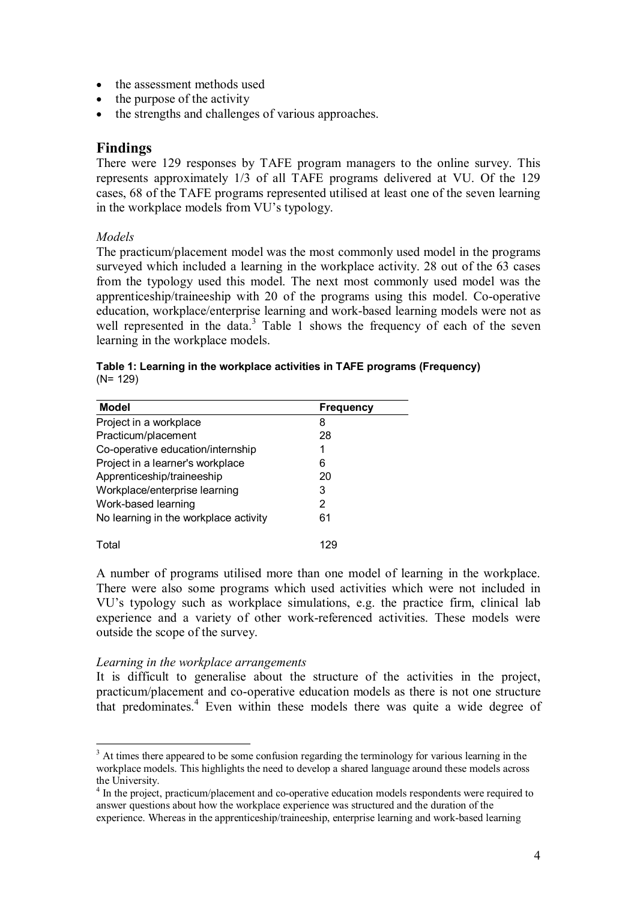- the assessment methods used
- the purpose of the activity
- the strengths and challenges of various approaches.

## Findings

There were 129 responses by TAFE program managers to the online survey. This represents approximately 1/3 of all TAFE programs delivered at VU. Of the 129 cases, 68 of the TAFE programs represented utilised at least one of the seven learning in the workplace models from VU's typology.

*Models*

The practicum/placement model was the most commonly used model in the programs surveyed which included a learning in the workplace activity. 28 out of the 63 cases from the typology used this model. The next most commonly used model was the apprenticeship/traineeship with 20 of the programs using this model. Co-operative education, workplace/enterprise learning and work-based learning models were not as well represented in the data.[3] Table 1 shows the frequency of each of the seven learning in the workplace models.

**Table 1: Learning in the workplace activities in TAFE programs (Frequency)** (N= 129)

| Model | Frequency |
|---|---|
| Project in a workplace | 8 |
| Practicum/placement | 28 |
| Co-operative education/internship | 1 |
| Project in a learner's workplace | 6 |
| Apprenticeship/traineeship | 20 |
| Workplace/enterprise learning | 3 |
| Work-based learning | 2 |
| No learning in the workplace activity | 61 |
| Total | 129 |

A number of programs utilised more than one model of learning in the workplace. There were also some programs which used activities which were not included in VU's typology such as workplace simulations, e.g. the practice firm, clinical lab experience and a variety of other work-referenced activities. These models were outside the scope of the survey.

*Learning in the workplace arrangements*

It is difficult to generalise about the structure of the activities in the project, practicum/placement and co-operative education models as there is not one structure that predominates.[4] Even within these models there was quite a wide degree of

[3] At times there appeared to be some confusion regarding the terminology for various learning in the workplace models. This highlights the need to develop a shared language around these models across the University.

[4] In the project, practicum/placement and co-operative education models respondents were required to answer questions about how the workplace experience was structured and the duration of the experience. Whereas in the apprenticeship/traineeship, enterprise learning and work-based learning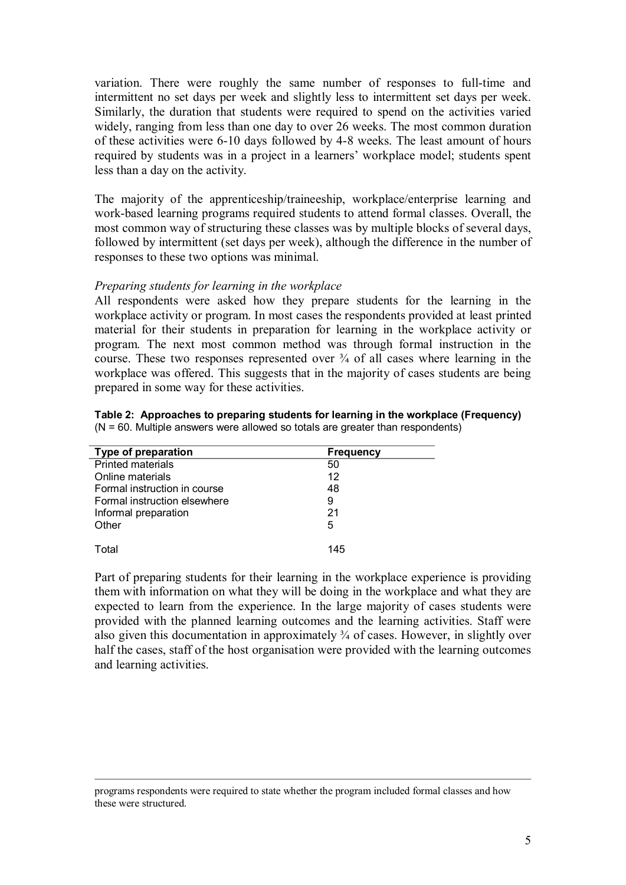variation. There were roughly the same number of responses to full-time and intermittent no set days per week and slightly less to intermittent set days per week. Similarly, the duration that students were required to spend on the activities varied widely, ranging from less than one day to over 26 weeks. The most common duration of these activities were 6-10 days followed by 4-8 weeks. The least amount of hours required by students was in a project in a learners' workplace model; students spent less than a day on the activity.

The majority of the apprenticeship/traineeship, workplace/enterprise learning and work-based learning programs required students to attend formal classes. Overall, the most common way of structuring these classes was by multiple blocks of several days, followed by intermittent (set days per week), although the difference in the number of responses to these two options was minimal.

*Preparing students for learning in the workplace*

All respondents were asked how they prepare students for the learning in the workplace activity or program. In most cases the respondents provided at least printed material for their students in preparation for learning in the workplace activity or program. The next most common method was through formal instruction in the course. These two responses represented over ¾ of all cases where learning in the workplace was offered. This suggests that in the majority of cases students are being prepared in some way for these activities.

**Table 2: Approaches to preparing students for learning in the workplace (Frequency)**
(N = 60. Multiple answers were allowed so totals are greater than respondents)

| Type of preparation | Frequency |
|---|---|
| Printed materials | 50 |
| Online materials | 12 |
| Formal instruction in course | 48 |
| Formal instruction elsewhere | 9 |
| Informal preparation | 21 |
| Other | 5 |
| Total | 145 |

Part of preparing students for their learning in the workplace experience is providing them with information on what they will be doing in the workplace and what they are expected to learn from the experience. In the large majority of cases students were provided with the planned learning outcomes and the learning activities. Staff were also given this documentation in approximately ¾ of cases. However, in slightly over half the cases, staff of the host organisation were provided with the learning outcomes and learning activities.

programs respondents were required to state whether the program included formal classes and how these were structured.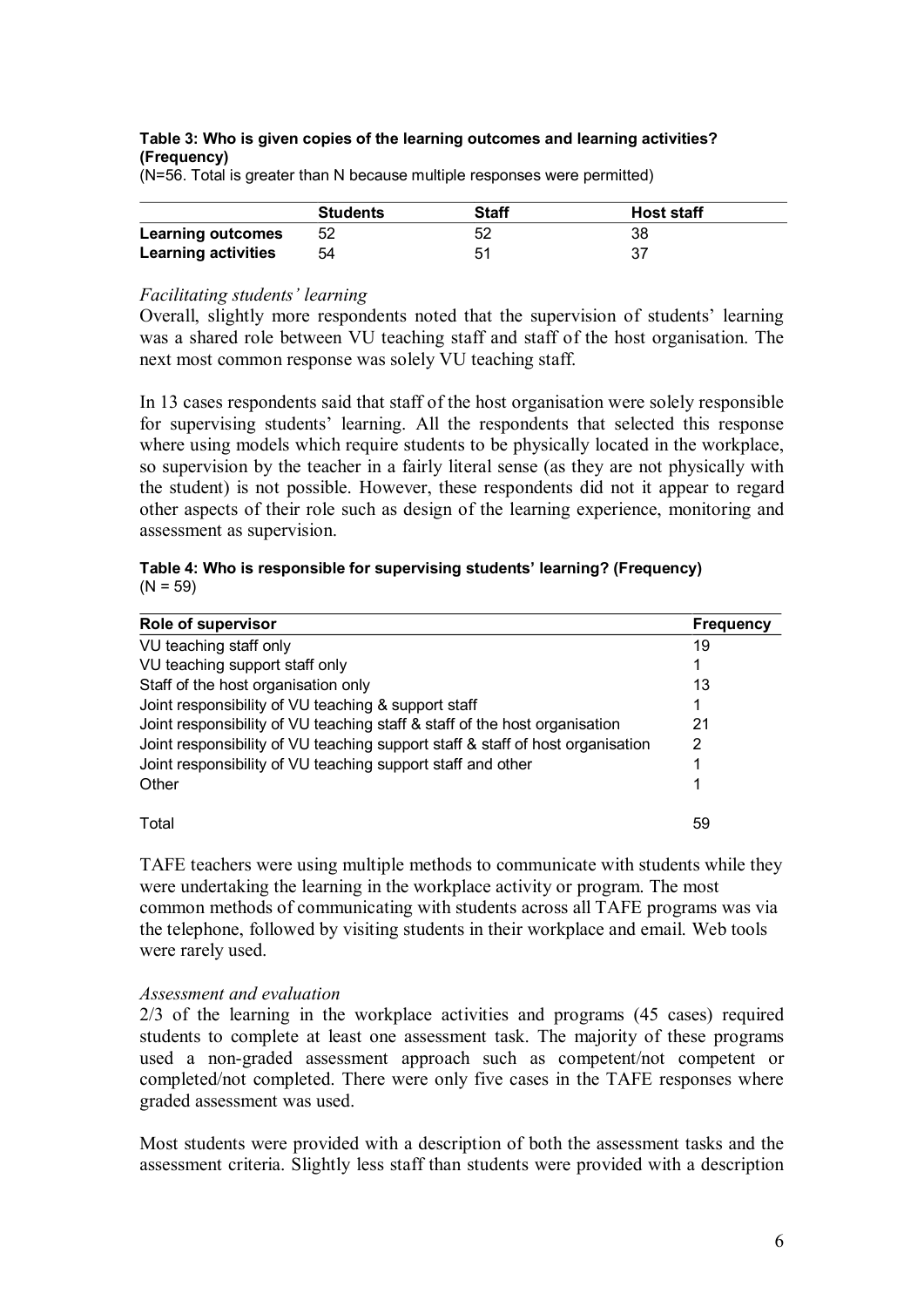**Table 3: Who is given copies of the learning outcomes and learning activities? (Frequency)**

(N=56. Total is greater than N because multiple responses were permitted)

| | Students | Staff | Host staff |
|---|---|---|---|
| **Learning outcomes** | 52 | 52 | 38 |
| **Learning activities** | 54 | 51 | 37 |

*Facilitating students' learning*

Overall, slightly more respondents noted that the supervision of students' learning was a shared role between VU teaching staff and staff of the host organisation. The next most common response was solely VU teaching staff.

In 13 cases respondents said that staff of the host organisation were solely responsible for supervising students' learning. All the respondents that selected this response where using models which require students to be physically located in the workplace, so supervision by the teacher in a fairly literal sense (as they are not physically with the student) is not possible. However, these respondents did not it appear to regard other aspects of their role such as design of the learning experience, monitoring and assessment as supervision.

**Table 4: Who is responsible for supervising students' learning? (Frequency)**
(N = 59)

| Role of supervisor | Frequency |
|---|---|
| VU teaching staff only | 19 |
| VU teaching support staff only | 1 |
| Staff of the host organisation only | 13 |
| Joint responsibility of VU teaching & support staff | 1 |
| Joint responsibility of VU teaching staff & staff of the host organisation | 21 |
| Joint responsibility of VU teaching support staff & staff of host organisation | 2 |
| Joint responsibility of VU teaching support staff and other | 1 |
| Other | 1 |
| Total | 59 |

TAFE teachers were using multiple methods to communicate with students while they were undertaking the learning in the workplace activity or program. The most common methods of communicating with students across all TAFE programs was via the telephone, followed by visiting students in their workplace and email. Web tools were rarely used.

*Assessment and evaluation*

2/3 of the learning in the workplace activities and programs (45 cases) required students to complete at least one assessment task. The majority of these programs used a non-graded assessment approach such as competent/not competent or completed/not completed. There were only five cases in the TAFE responses where graded assessment was used.

Most students were provided with a description of both the assessment tasks and the assessment criteria. Slightly less staff than students were provided with a description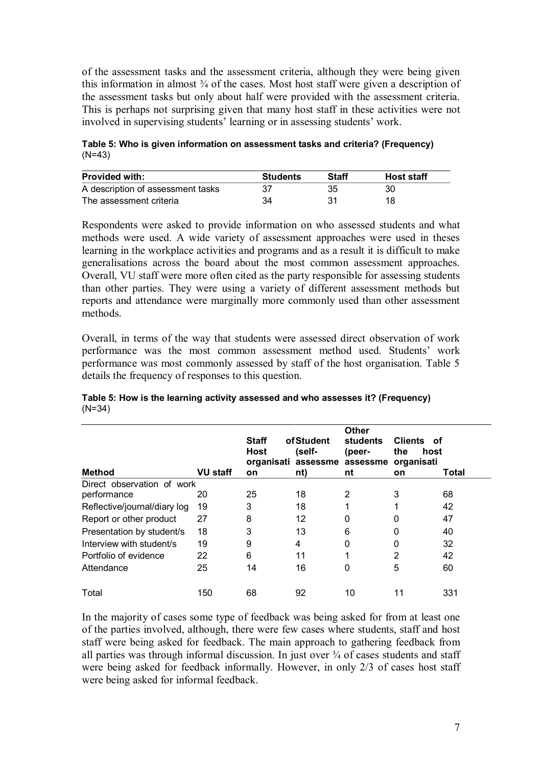of the assessment tasks and the assessment criteria, although they were being given this information in almost ¾ of the cases. Most host staff were given a description of the assessment tasks but only about half were provided with the assessment criteria. This is perhaps not surprising given that many host staff in these activities were not involved in supervising students' learning or in assessing students' work.

**Table 5: Who is given information on assessment tasks and criteria? (Frequency)** (N=43)

| Provided with: | Students | Staff | Host staff |
|---|---|---|---|
| A description of assessment tasks | 37 | 35 | 30 |
| The assessment criteria | 34 | 31 | 18 |

Respondents were asked to provide information on who assessed students and what methods were used. A wide variety of assessment approaches were used in theses learning in the workplace activities and programs and as a result it is difficult to make generalisations across the board about the most common assessment approaches. Overall, VU staff were more often cited as the party responsible for assessing students than other parties. They were using a variety of different assessment methods but reports and attendance were marginally more commonly used than other assessment methods.

Overall, in terms of the way that students were assessed direct observation of work performance was the most common assessment method used. Students' work performance was most commonly assessed by staff of the host organisation. Table 5 details the frequency of responses to this question.

**Table 5: How is the learning activity assessed and who assesses it? (Frequency)** (N=34)

| Method | VU staff | Staff of Host organisation | Student (self-assessment) | Other students (peer-assessment) | Clients of the host organisation | Total |
|---|---|---|---|---|---|---|
| Direct observation of work performance | 20 | 25 | 18 | 2 | 3 | 68 |
| Reflective/journal/diary log | 19 | 3 | 18 | 1 | 1 | 42 |
| Report or other product | 27 | 8 | 12 | 0 | 0 | 47 |
| Presentation by student/s | 18 | 3 | 13 | 6 | 0 | 40 |
| Interview with student/s | 19 | 9 | 4 | 0 | 0 | 32 |
| Portfolio of evidence | 22 | 6 | 11 | 1 | 2 | 42 |
| Attendance | 25 | 14 | 16 | 0 | 5 | 60 |
| Total | 150 | 68 | 92 | 10 | 11 | 331 |

In the majority of cases some type of feedback was being asked for from at least one of the parties involved, although, there were few cases where students, staff and host staff were being asked for feedback. The main approach to gathering feedback from all parties was through informal discussion. In just over ¾ of cases students and staff were being asked for feedback informally. However, in only 2/3 of cases host staff were being asked for informal feedback.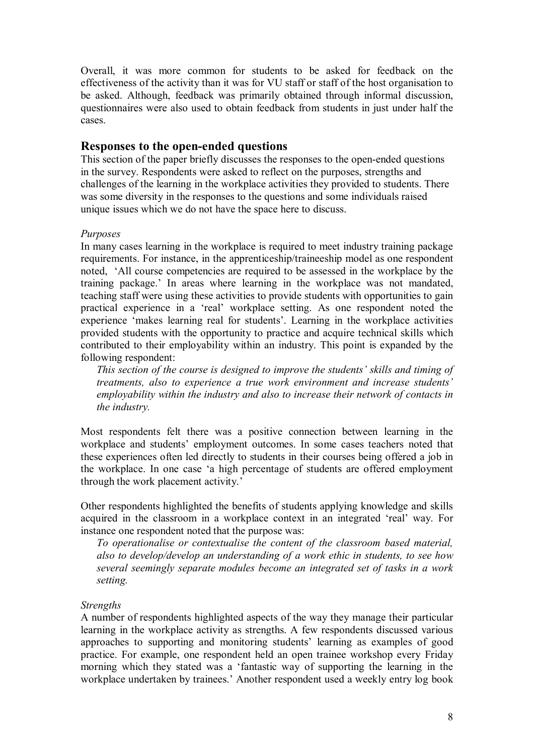Overall, it was more common for students to be asked for feedback on the effectiveness of the activity than it was for VU staff or staff of the host organisation to be asked. Although, feedback was primarily obtained through informal discussion, questionnaires were also used to obtain feedback from students in just under half the cases.

## Responses to the open-ended questions

This section of the paper briefly discusses the responses to the open-ended questions in the survey. Respondents were asked to reflect on the purposes, strengths and challenges of the learning in the workplace activities they provided to students. There was some diversity in the responses to the questions and some individuals raised unique issues which we do not have the space here to discuss.

*Purposes*

In many cases learning in the workplace is required to meet industry training package requirements. For instance, in the apprenticeship/traineeship model as one respondent noted, 'All course competencies are required to be assessed in the workplace by the training package.' In areas where learning in the workplace was not mandated, teaching staff were using these activities to provide students with opportunities to gain practical experience in a 'real' workplace setting. As one respondent noted the experience 'makes learning real for students'. Learning in the workplace activities provided students with the opportunity to practice and acquire technical skills which contributed to their employability within an industry. This point is expanded by the following respondent:

> *This section of the course is designed to improve the students' skills and timing of treatments, also to experience a true work environment and increase students' employability within the industry and also to increase their network of contacts in the industry.*

Most respondents felt there was a positive connection between learning in the workplace and students' employment outcomes. In some cases teachers noted that these experiences often led directly to students in their courses being offered a job in the workplace. In one case 'a high percentage of students are offered employment through the work placement activity.'

Other respondents highlighted the benefits of students applying knowledge and skills acquired in the classroom in a workplace context in an integrated 'real' way. For instance one respondent noted that the purpose was:

> *To operationalise or contextualise the content of the classroom based material, also to develop/develop an understanding of a work ethic in students, to see how several seemingly separate modules become an integrated set of tasks in a work setting.*

*Strengths*

A number of respondents highlighted aspects of the way they manage their particular learning in the workplace activity as strengths. A few respondents discussed various approaches to supporting and monitoring students' learning as examples of good practice. For example, one respondent held an open trainee workshop every Friday morning which they stated was a 'fantastic way of supporting the learning in the workplace undertaken by trainees.' Another respondent used a weekly entry log book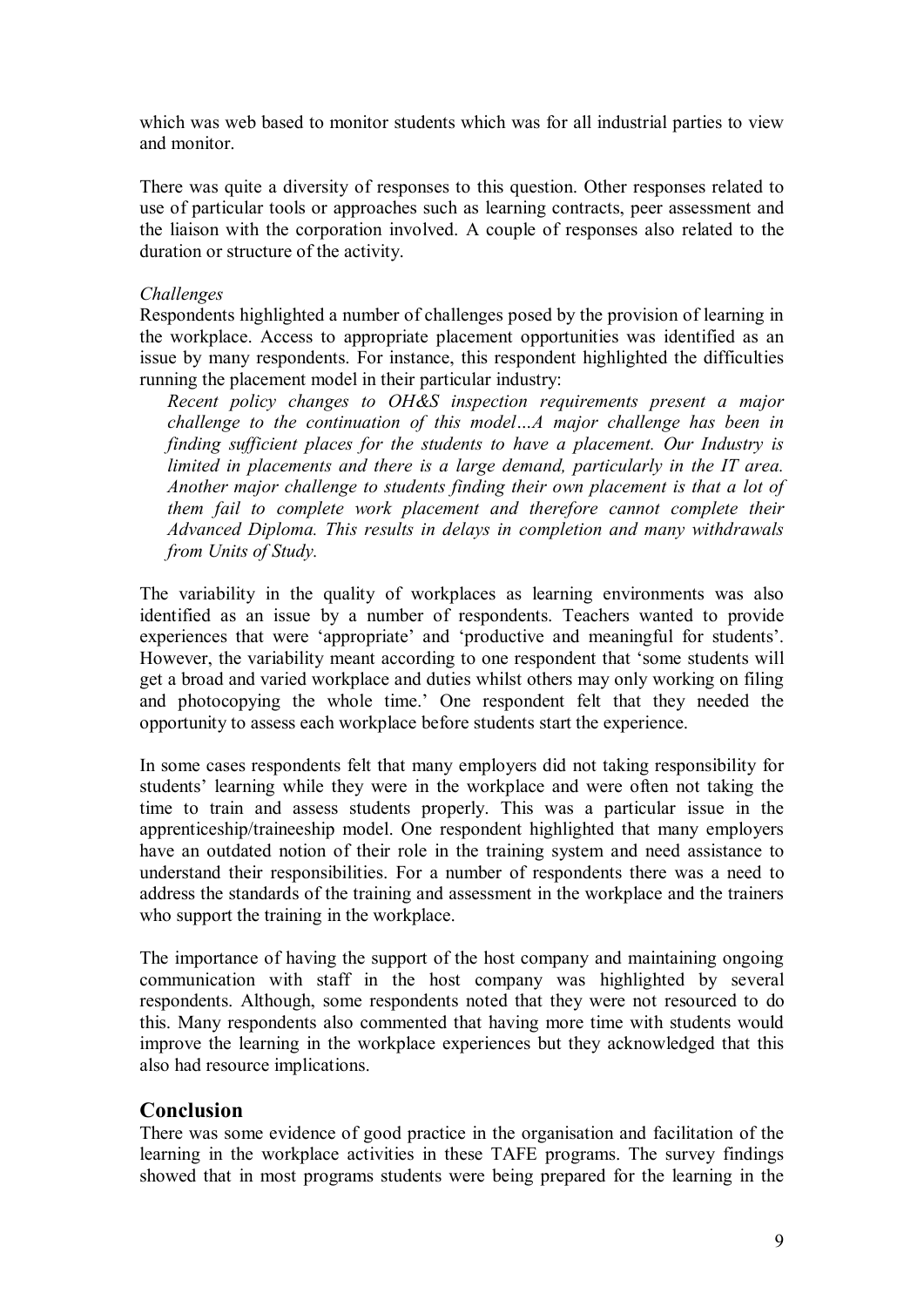which was web based to monitor students which was for all industrial parties to view and monitor.

There was quite a diversity of responses to this question. Other responses related to use of particular tools or approaches such as learning contracts, peer assessment and the liaison with the corporation involved. A couple of responses also related to the duration or structure of the activity.

*Challenges*

Respondents highlighted a number of challenges posed by the provision of learning in the workplace. Access to appropriate placement opportunities was identified as an issue by many respondents. For instance, this respondent highlighted the difficulties running the placement model in their particular industry:

> *Recent policy changes to OH&S inspection requirements present a major challenge to the continuation of this model…A major challenge has been in finding sufficient places for the students to have a placement. Our Industry is limited in placements and there is a large demand, particularly in the IT area. Another major challenge to students finding their own placement is that a lot of them fail to complete work placement and therefore cannot complete their Advanced Diploma. This results in delays in completion and many withdrawals from Units of Study.*

The variability in the quality of workplaces as learning environments was also identified as an issue by a number of respondents. Teachers wanted to provide experiences that were 'appropriate' and 'productive and meaningful for students'. However, the variability meant according to one respondent that 'some students will get a broad and varied workplace and duties whilst others may only working on filing and photocopying the whole time.' One respondent felt that they needed the opportunity to assess each workplace before students start the experience.

In some cases respondents felt that many employers did not taking responsibility for students' learning while they were in the workplace and were often not taking the time to train and assess students properly. This was a particular issue in the apprenticeship/traineeship model. One respondent highlighted that many employers have an outdated notion of their role in the training system and need assistance to understand their responsibilities. For a number of respondents there was a need to address the standards of the training and assessment in the workplace and the trainers who support the training in the workplace.

The importance of having the support of the host company and maintaining ongoing communication with staff in the host company was highlighted by several respondents. Although, some respondents noted that they were not resourced to do this. Many respondents also commented that having more time with students would improve the learning in the workplace experiences but they acknowledged that this also had resource implications.

## Conclusion

There was some evidence of good practice in the organisation and facilitation of the learning in the workplace activities in these TAFE programs. The survey findings showed that in most programs students were being prepared for the learning in the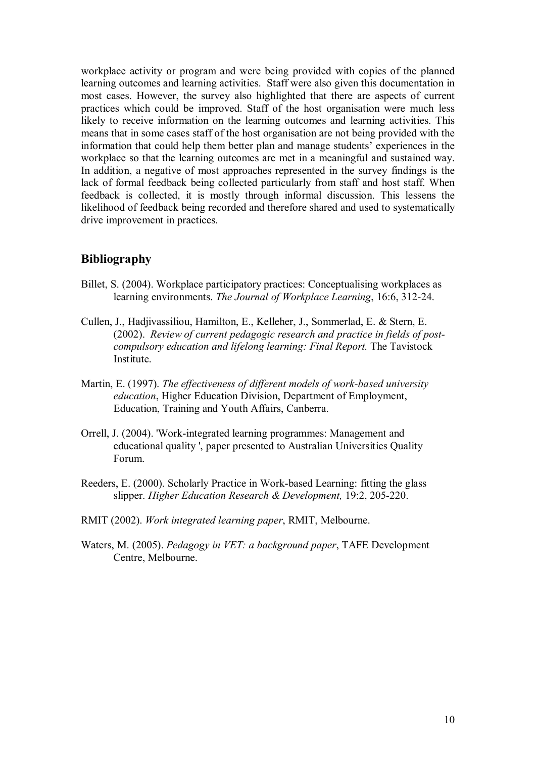workplace activity or program and were being provided with copies of the planned learning outcomes and learning activities. Staff were also given this documentation in most cases. However, the survey also highlighted that there are aspects of current practices which could be improved. Staff of the host organisation were much less likely to receive information on the learning outcomes and learning activities. This means that in some cases staff of the host organisation are not being provided with the information that could help them better plan and manage students' experiences in the workplace so that the learning outcomes are met in a meaningful and sustained way. In addition, a negative of most approaches represented in the survey findings is the lack of formal feedback being collected particularly from staff and host staff. When feedback is collected, it is mostly through informal discussion. This lessens the likelihood of feedback being recorded and therefore shared and used to systematically drive improvement in practices.

## Bibliography

Billet, S. (2004). Workplace participatory practices: Conceptualising workplaces as learning environments. *The Journal of Workplace Learning*, 16:6, 312-24.

Cullen, J., Hadjivassiliou, Hamilton, E., Kelleher, J., Sommerlad, E. & Stern, E. (2002). *Review of current pedagogic research and practice in fields of post-compulsory education and lifelong learning: Final Report.* The Tavistock Institute.

Martin, E. (1997). *The effectiveness of different models of work-based university education*, Higher Education Division, Department of Employment, Education, Training and Youth Affairs, Canberra.

Orrell, J. (2004). 'Work-integrated learning programmes: Management and educational quality ', paper presented to Australian Universities Quality Forum.

Reeders, E. (2000). Scholarly Practice in Work-based Learning: fitting the glass slipper. *Higher Education Research & Development,* 19:2, 205-220.

RMIT (2002). *Work integrated learning paper*, RMIT, Melbourne.

Waters, M. (2005). *Pedagogy in VET: a background paper*, TAFE Development Centre, Melbourne.